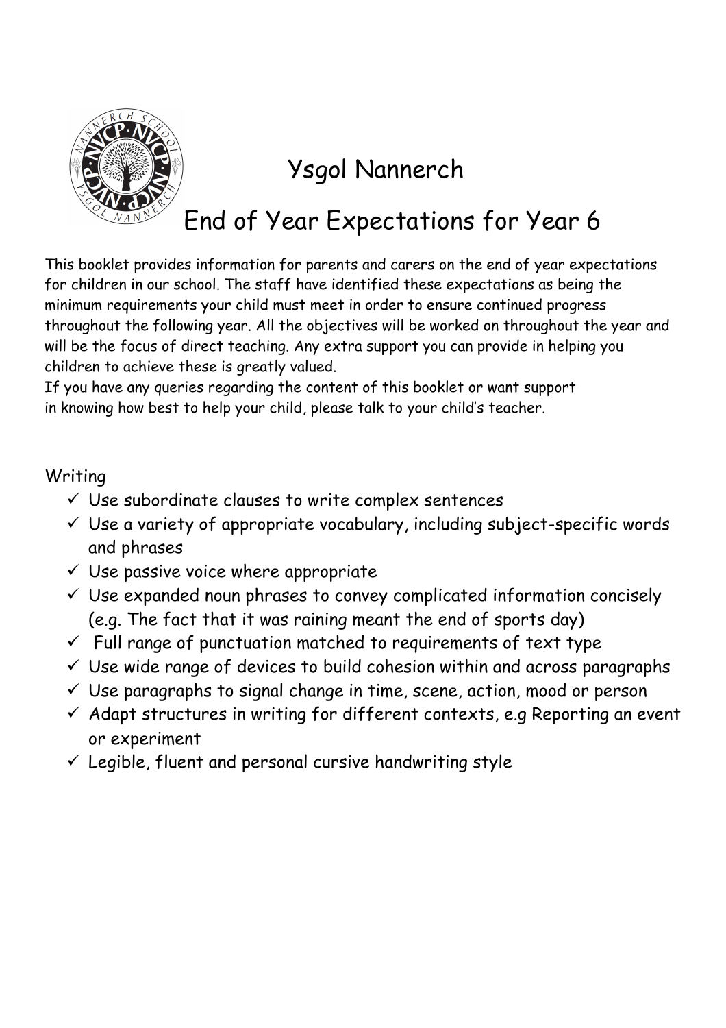# Ysgol Nannerch

## End of Year Expectations for Year 6

This booklet provides information for parents and carers on the end of year expectations for children in our school. The staff have identified these expectations as being the minimum requirements your child must meet in order to ensure continued progress throughout the following year. All the objectives will be worked on throughout the year and will be the focus of direct teaching. Any extra support you can provide in helping you children to achieve these is greatly valued.
If you have any queries regarding the content of this booklet or want support in knowing how best to help your child, please talk to your child's teacher.

### Writing

- ✓ Use subordinate clauses to write complex sentences
- ✓ Use a variety of appropriate vocabulary, including subject-specific words and phrases
- ✓ Use passive voice where appropriate
- ✓ Use expanded noun phrases to convey complicated information concisely (e.g. The fact that it was raining meant the end of sports day)
- ✓ Full range of punctuation matched to requirements of text type
- ✓ Use wide range of devices to build cohesion within and across paragraphs
- ✓ Use paragraphs to signal change in time, scene, action, mood or person
- ✓ Adapt structures in writing for different contexts, e.g Reporting an event or experiment
- ✓ Legible, fluent and personal cursive handwriting style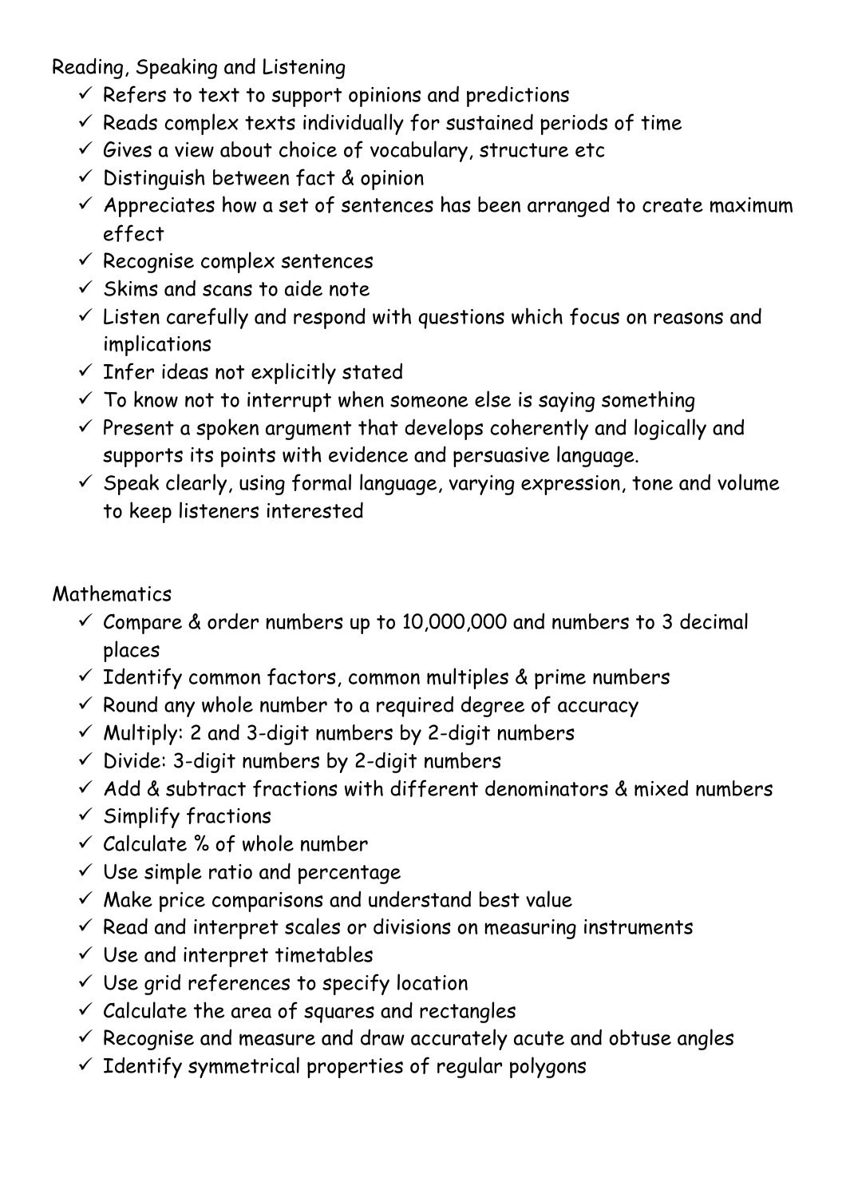Reading, Speaking and Listening

- ✓ Refers to text to support opinions and predictions
- ✓ Reads complex texts individually for sustained periods of time
- ✓ Gives a view about choice of vocabulary, structure etc
- ✓ Distinguish between fact & opinion
- ✓ Appreciates how a set of sentences has been arranged to create maximum effect
- ✓ Recognise complex sentences
- ✓ Skims and scans to aide note
- ✓ Listen carefully and respond with questions which focus on reasons and implications
- ✓ Infer ideas not explicitly stated
- ✓ To know not to interrupt when someone else is saying something
- ✓ Present a spoken argument that develops coherently and logically and supports its points with evidence and persuasive language.
- ✓ Speak clearly, using formal language, varying expression, tone and volume to keep listeners interested

Mathematics

- ✓ Compare & order numbers up to 10,000,000 and numbers to 3 decimal places
- ✓ Identify common factors, common multiples & prime numbers
- ✓ Round any whole number to a required degree of accuracy
- ✓ Multiply: 2 and 3-digit numbers by 2-digit numbers
- ✓ Divide: 3-digit numbers by 2-digit numbers
- ✓ Add & subtract fractions with different denominators & mixed numbers
- ✓ Simplify fractions
- ✓ Calculate % of whole number
- ✓ Use simple ratio and percentage
- ✓ Make price comparisons and understand best value
- ✓ Read and interpret scales or divisions on measuring instruments
- ✓ Use and interpret timetables
- ✓ Use grid references to specify location
- ✓ Calculate the area of squares and rectangles
- ✓ Recognise and measure and draw accurately acute and obtuse angles
- ✓ Identify symmetrical properties of regular polygons